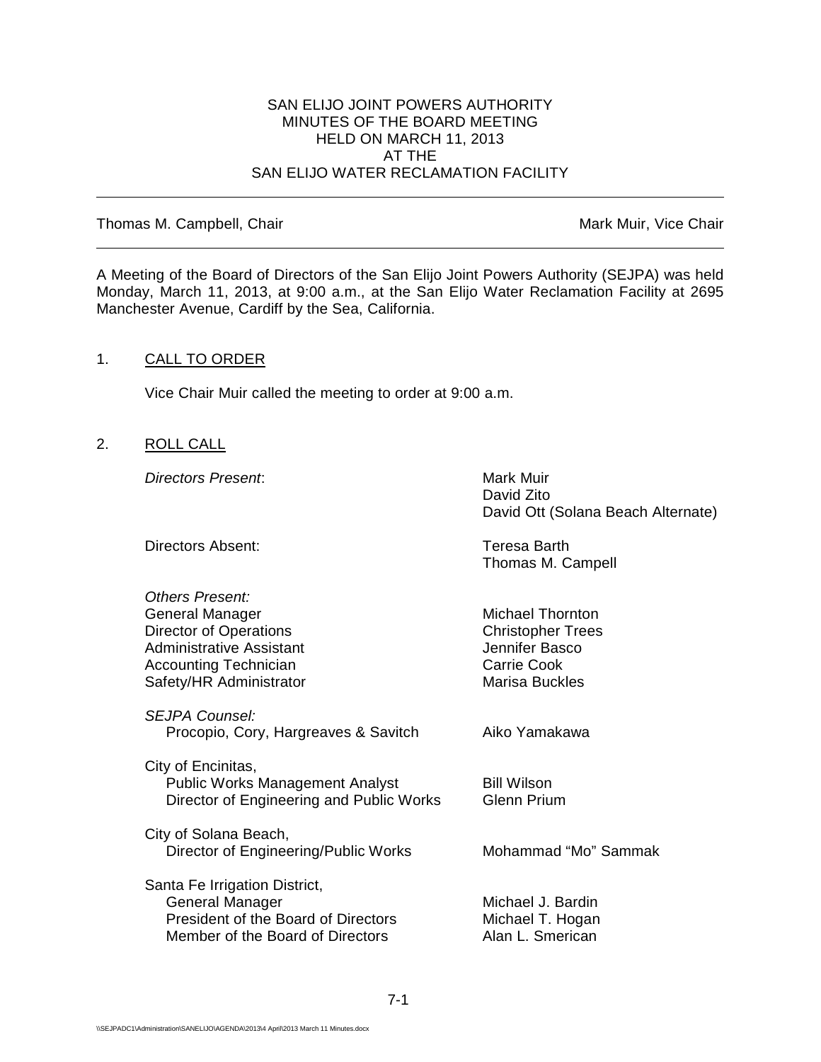SAN ELIJO JOINT POWERS AUTHORITY
MINUTES OF THE BOARD MEETING
HELD ON MARCH 11, 2013
AT THE
SAN ELIJO WATER RECLAMATION FACILITY

---

Thomas M. Campbell, Chair | Mark Muir, Vice Chair

---

A Meeting of the Board of Directors of the San Elijo Joint Powers Authority (SEJPA) was held Monday, March 11, 2013, at 9:00 a.m., at the San Elijo Water Reclamation Facility at 2695 Manchester Avenue, Cardiff by the Sea, California.

## 1. CALL TO ORDER

Vice Chair Muir called the meeting to order at 9:00 a.m.

## 2. ROLL CALL

*Directors Present*:
- Mark Muir
- David Zito
- David Ott (Solana Beach Alternate)

Directors Absent:
- Teresa Barth
- Thomas M. Campell

*Others Present:*

| | |
|---|---|
| General Manager | Michael Thornton |
| Director of Operations | Christopher Trees |
| Administrative Assistant | Jennifer Basco |
| Accounting Technician | Carrie Cook |
| Safety/HR Administrator | Marisa Buckles |

*SEJPA Counsel:*

| | |
|---|---|
| Procopio, Cory, Hargreaves & Savitch | Aiko Yamakawa |

City of Encinitas,

| | |
|---|---|
| Public Works Management Analyst | Bill Wilson |
| Director of Engineering and Public Works | Glenn Prium |

City of Solana Beach,

| | |
|---|---|
| Director of Engineering/Public Works | Mohammad "Mo" Sammak |

Santa Fe Irrigation District,

| | |
|---|---|
| General Manager | Michael J. Bardin |
| President of the Board of Directors | Michael T. Hogan |
| Member of the Board of Directors | Alan L. Smerican |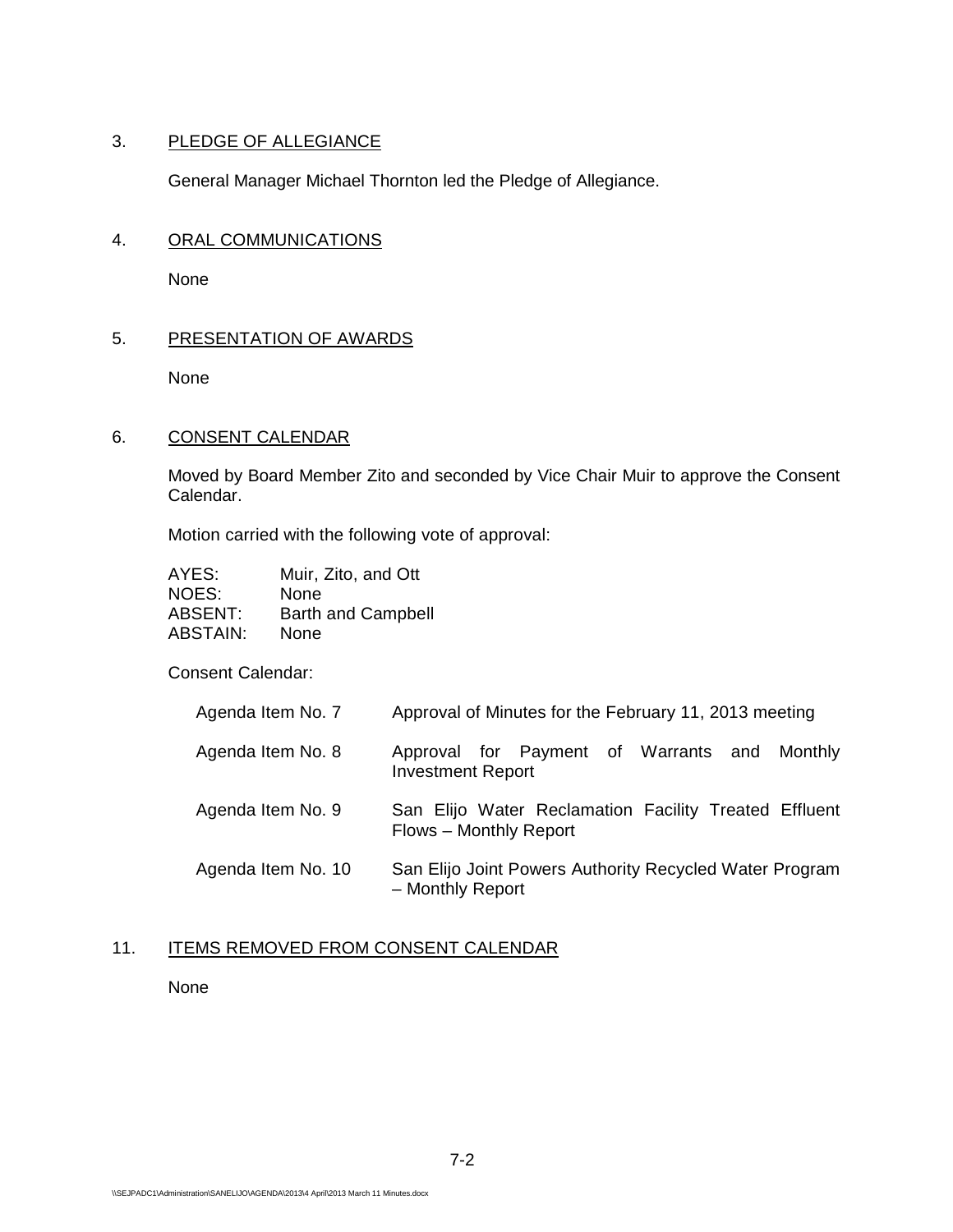## 3. PLEDGE OF ALLEGIANCE

General Manager Michael Thornton led the Pledge of Allegiance.

## 4. ORAL COMMUNICATIONS

None

## 5. PRESENTATION OF AWARDS

None

## 6. CONSENT CALENDAR

Moved by Board Member Zito and seconded by Vice Chair Muir to approve the Consent Calendar.

Motion carried with the following vote of approval:

| | |
|---|---|
| AYES: | Muir, Zito, and Ott |
| NOES: | None |
| ABSENT: | Barth and Campbell |
| ABSTAIN: | None |

Consent Calendar:

| | |
|---|---|
| Agenda Item No. 7 | Approval of Minutes for the February 11, 2013 meeting |
| Agenda Item No. 8 | Approval for Payment of Warrants and Monthly Investment Report |
| Agenda Item No. 9 | San Elijo Water Reclamation Facility Treated Effluent Flows – Monthly Report |
| Agenda Item No. 10 | San Elijo Joint Powers Authority Recycled Water Program – Monthly Report |

## 11. ITEMS REMOVED FROM CONSENT CALENDAR

None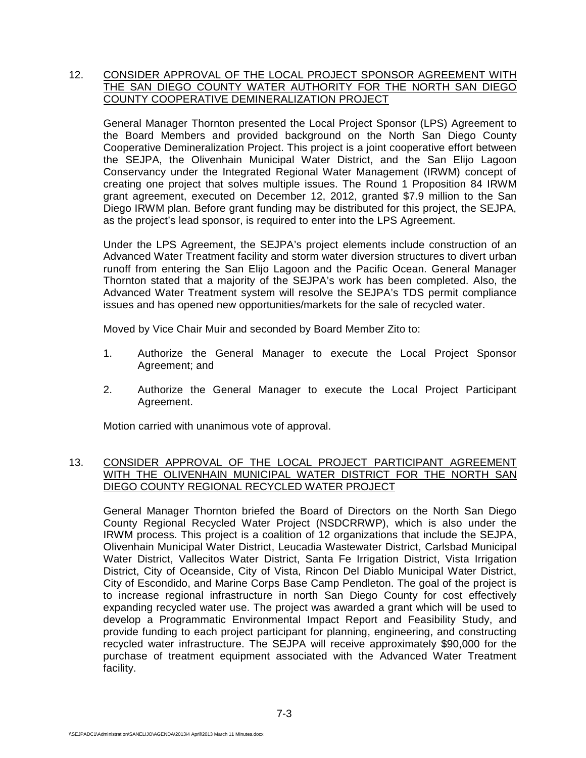12. CONSIDER APPROVAL OF THE LOCAL PROJECT SPONSOR AGREEMENT WITH THE SAN DIEGO COUNTY WATER AUTHORITY FOR THE NORTH SAN DIEGO COUNTY COOPERATIVE DEMINERALIZATION PROJECT

General Manager Thornton presented the Local Project Sponsor (LPS) Agreement to the Board Members and provided background on the North San Diego County Cooperative Demineralization Project. This project is a joint cooperative effort between the SEJPA, the Olivenhain Municipal Water District, and the San Elijo Lagoon Conservancy under the Integrated Regional Water Management (IRWM) concept of creating one project that solves multiple issues. The Round 1 Proposition 84 IRWM grant agreement, executed on December 12, 2012, granted $7.9 million to the San Diego IRWM plan. Before grant funding may be distributed for this project, the SEJPA, as the project's lead sponsor, is required to enter into the LPS Agreement.

Under the LPS Agreement, the SEJPA's project elements include construction of an Advanced Water Treatment facility and storm water diversion structures to divert urban runoff from entering the San Elijo Lagoon and the Pacific Ocean. General Manager Thornton stated that a majority of the SEJPA's work has been completed. Also, the Advanced Water Treatment system will resolve the SEJPA's TDS permit compliance issues and has opened new opportunities/markets for the sale of recycled water.

Moved by Vice Chair Muir and seconded by Board Member Zito to:

1. Authorize the General Manager to execute the Local Project Sponsor Agreement; and

2. Authorize the General Manager to execute the Local Project Participant Agreement.

Motion carried with unanimous vote of approval.

13. CONSIDER APPROVAL OF THE LOCAL PROJECT PARTICIPANT AGREEMENT WITH THE OLIVENHAIN MUNICIPAL WATER DISTRICT FOR THE NORTH SAN DIEGO COUNTY REGIONAL RECYCLED WATER PROJECT

General Manager Thornton briefed the Board of Directors on the North San Diego County Regional Recycled Water Project (NSDCRRWP), which is also under the IRWM process. This project is a coalition of 12 organizations that include the SEJPA, Olivenhain Municipal Water District, Leucadia Wastewater District, Carlsbad Municipal Water District, Vallecitos Water District, Santa Fe Irrigation District, Vista Irrigation District, City of Oceanside, City of Vista, Rincon Del Diablo Municipal Water District, City of Escondido, and Marine Corps Base Camp Pendleton. The goal of the project is to increase regional infrastructure in north San Diego County for cost effectively expanding recycled water use. The project was awarded a grant which will be used to develop a Programmatic Environmental Impact Report and Feasibility Study, and provide funding to each project participant for planning, engineering, and constructing recycled water infrastructure. The SEJPA will receive approximately $90,000 for the purchase of treatment equipment associated with the Advanced Water Treatment facility.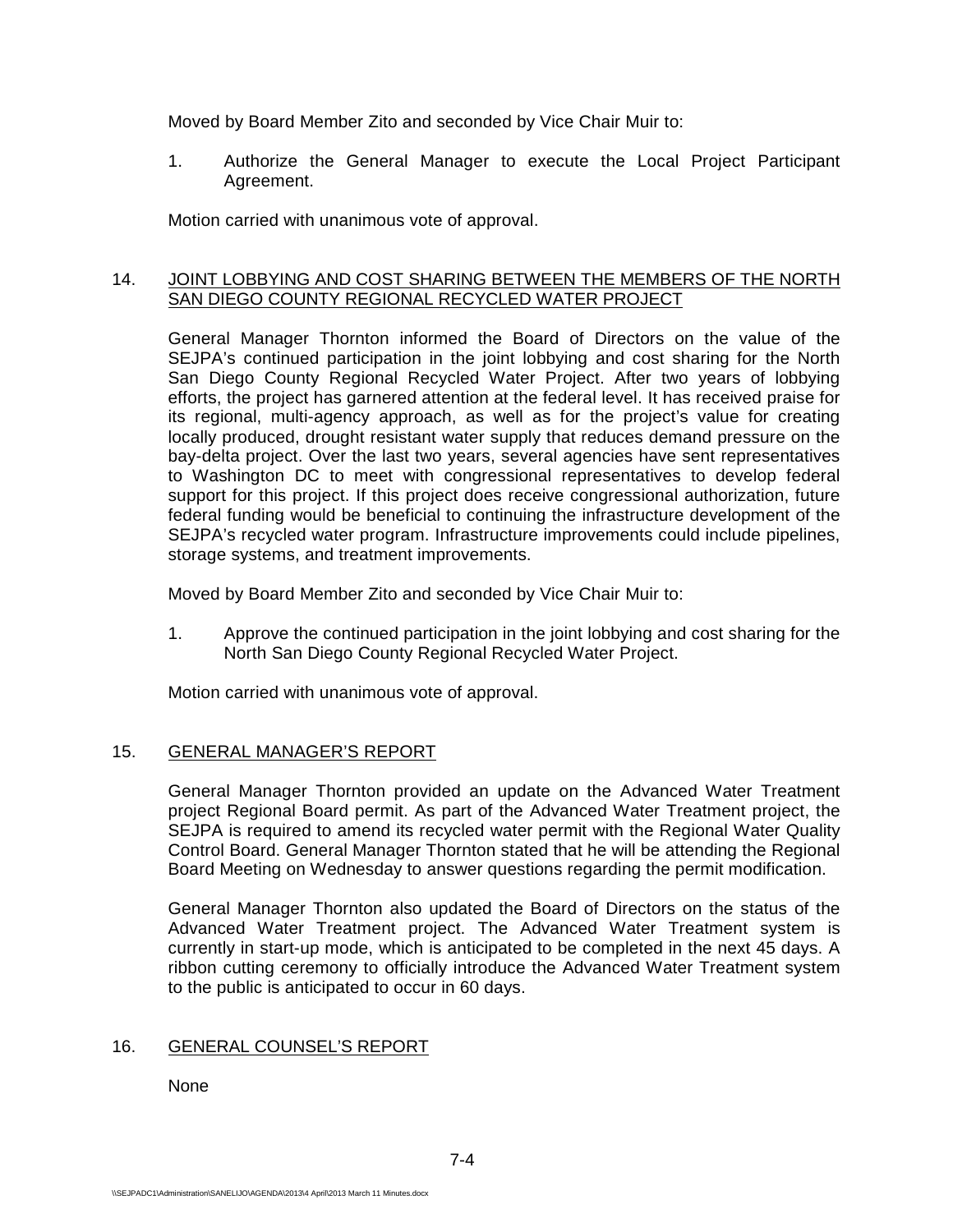Moved by Board Member Zito and seconded by Vice Chair Muir to:

1. Authorize the General Manager to execute the Local Project Participant Agreement.

Motion carried with unanimous vote of approval.

## 14. JOINT LOBBYING AND COST SHARING BETWEEN THE MEMBERS OF THE NORTH SAN DIEGO COUNTY REGIONAL RECYCLED WATER PROJECT

General Manager Thornton informed the Board of Directors on the value of the SEJPA's continued participation in the joint lobbying and cost sharing for the North San Diego County Regional Recycled Water Project. After two years of lobbying efforts, the project has garnered attention at the federal level. It has received praise for its regional, multi-agency approach, as well as for the project's value for creating locally produced, drought resistant water supply that reduces demand pressure on the bay-delta project. Over the last two years, several agencies have sent representatives to Washington DC to meet with congressional representatives to develop federal support for this project. If this project does receive congressional authorization, future federal funding would be beneficial to continuing the infrastructure development of the SEJPA's recycled water program. Infrastructure improvements could include pipelines, storage systems, and treatment improvements.

Moved by Board Member Zito and seconded by Vice Chair Muir to:

1. Approve the continued participation in the joint lobbying and cost sharing for the North San Diego County Regional Recycled Water Project.

Motion carried with unanimous vote of approval.

## 15. GENERAL MANAGER'S REPORT

General Manager Thornton provided an update on the Advanced Water Treatment project Regional Board permit. As part of the Advanced Water Treatment project, the SEJPA is required to amend its recycled water permit with the Regional Water Quality Control Board. General Manager Thornton stated that he will be attending the Regional Board Meeting on Wednesday to answer questions regarding the permit modification.

General Manager Thornton also updated the Board of Directors on the status of the Advanced Water Treatment project. The Advanced Water Treatment system is currently in start-up mode, which is anticipated to be completed in the next 45 days. A ribbon cutting ceremony to officially introduce the Advanced Water Treatment system to the public is anticipated to occur in 60 days.

## 16. GENERAL COUNSEL'S REPORT

None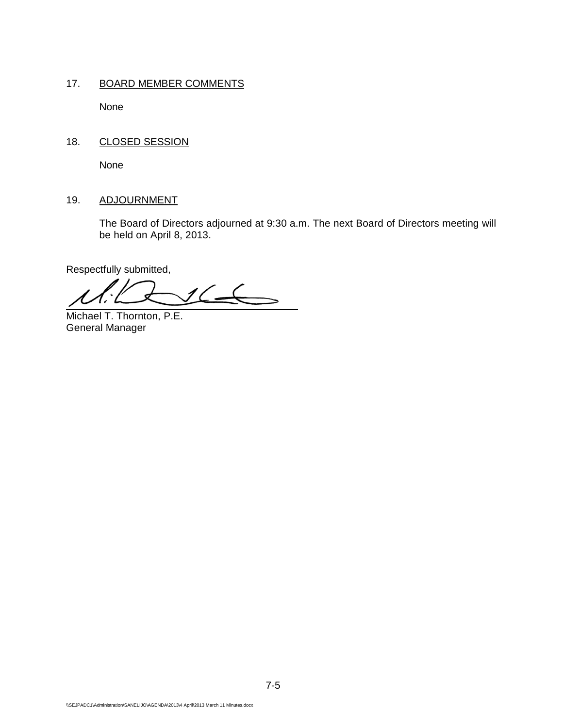17. <u>BOARD MEMBER COMMENTS</u>

    None

18. <u>CLOSED SESSION</u>

    None

19. <u>ADJOURNMENT</u>

    The Board of Directors adjourned at 9:30 a.m. The next Board of Directors meeting will be held on April 8, 2013.

Respectfully submitted,

Michael T. Thornton, P.E.
General Manager

\\SEJPADC1\Administration\SANELIJO\AGENDA\2013\4 April\2013 March 11 Minutes.docx